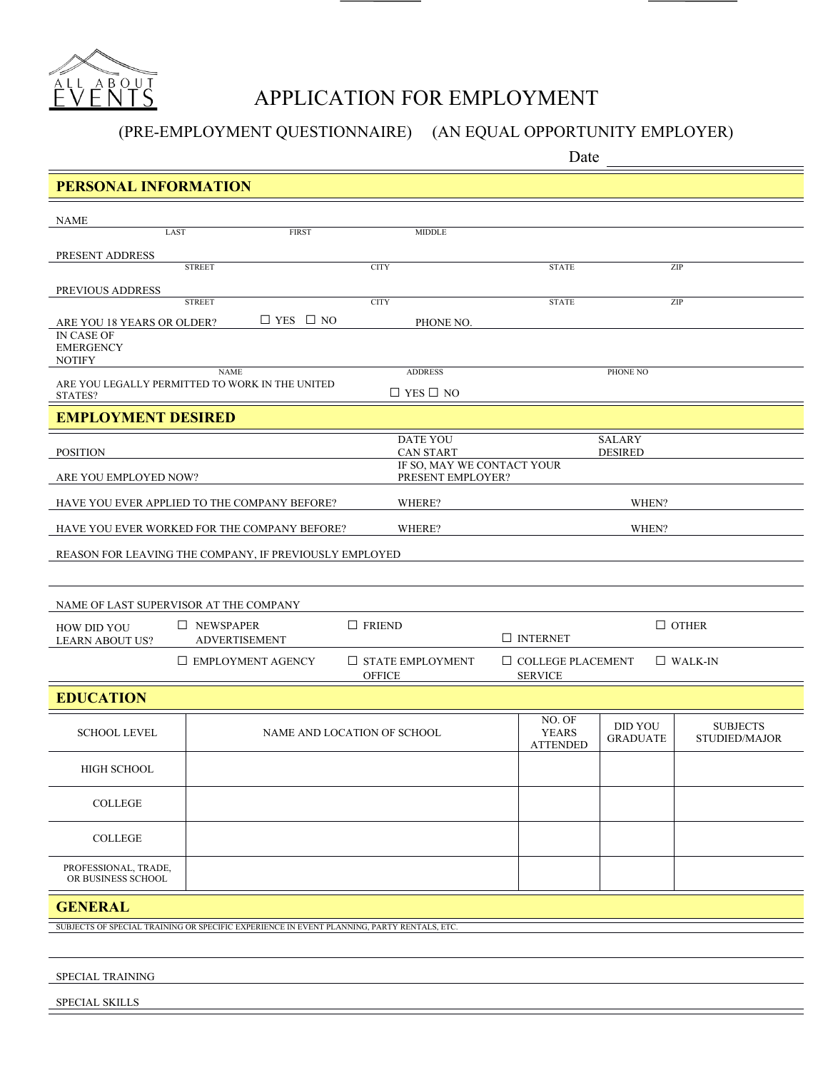ALL ABOUT EVENTS

# APPLICATION FOR EMPLOYMENT

(PRE-EMPLOYMENT QUESTIONNAIRE) (AN EQUAL OPPORTUNITY EMPLOYER)

Date ____________________

## PERSONAL INFORMATION

NAME ____________________
LAST FIRST MIDDLE

PRESENT ADDRESS ____________________
STREET CITY STATE ZIP

PREVIOUS ADDRESS ____________________
STREET CITY STATE ZIP

ARE YOU 18 YEARS OR OLDER? ☐ YES ☐ NO PHONE NO. ____________________

IN CASE OF EMERGENCY NOTIFY ____________________
NAME ADDRESS PHONE NO

ARE YOU LEGALLY PERMITTED TO WORK IN THE UNITED STATES? ☐ YES ☐ NO

## EMPLOYMENT DESIRED

POSITION ____________________ DATE YOU CAN START ____________________ SALARY DESIRED ____________________

ARE YOU EMPLOYED NOW? ____________________ IF SO, MAY WE CONTACT YOUR PRESENT EMPLOYER? ____________________

HAVE YOU EVER APPLIED TO THE COMPANY BEFORE? ____________________ WHERE? ____________________ WHEN? ____________________

HAVE YOU EVER WORKED FOR THE COMPANY BEFORE? ____________________ WHERE? ____________________ WHEN? ____________________

REASON FOR LEAVING THE COMPANY, IF PREVIOUSLY EMPLOYED ____________________

____________________

NAME OF LAST SUPERVISOR AT THE COMPANY ____________________

HOW DID YOU LEARN ABOUT US?
☐ NEWSPAPER ADVERTISEMENT ☐ FRIEND ☐ INTERNET ☐ OTHER
☐ EMPLOYMENT AGENCY ☐ STATE EMPLOYMENT OFFICE ☐ COLLEGE PLACEMENT SERVICE ☐ WALK-IN

## EDUCATION

| SCHOOL LEVEL | NAME AND LOCATION OF SCHOOL | NO. OF YEARS ATTENDED | DID YOU GRADUATE | SUBJECTS STUDIED/MAJOR |
|---|---|---|---|---|
| HIGH SCHOOL | | | | |
| COLLEGE | | | | |
| COLLEGE | | | | |
| PROFESSIONAL, TRADE, OR BUSINESS SCHOOL | | | | |

## GENERAL

SUBJECTS OF SPECIAL TRAINING OR SPECIFIC EXPERIENCE IN EVENT PLANNING, PARTY RENTALS, ETC.

____________________

SPECIAL TRAINING ____________________

SPECIAL SKILLS ____________________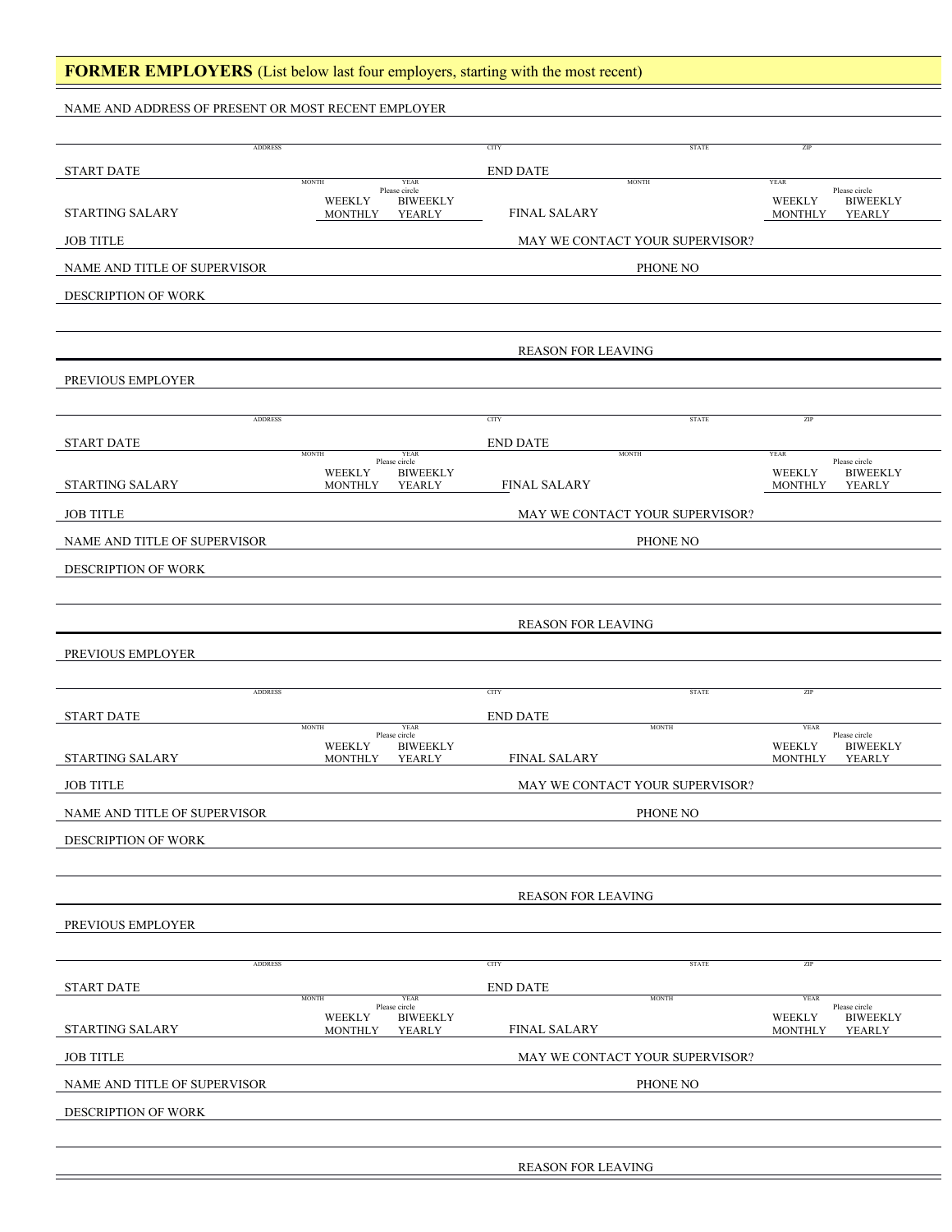## FORMER EMPLOYERS (List below last four employers, starting with the most recent)

NAME AND ADDRESS OF PRESENT OR MOST RECENT EMPLOYER

ADDRESS | CITY | STATE | ZIP

START DATE (MONTH, YEAR) | END DATE (MONTH, YEAR)

STARTING SALARY (Please circle: WEEKLY BIWEEKLY MONTHLY YEARLY) | FINAL SALARY (Please circle: WEEKLY BIWEEKLY MONTHLY YEARLY)

JOB TITLE | MAY WE CONTACT YOUR SUPERVISOR?

NAME AND TITLE OF SUPERVISOR | PHONE NO

DESCRIPTION OF WORK

REASON FOR LEAVING

---

PREVIOUS EMPLOYER

ADDRESS | CITY | STATE | ZIP

START DATE (MONTH, YEAR) | END DATE (MONTH, YEAR)

STARTING SALARY (Please circle: WEEKLY BIWEEKLY MONTHLY YEARLY) | FINAL SALARY (Please circle: WEEKLY BIWEEKLY MONTHLY YEARLY)

JOB TITLE | MAY WE CONTACT YOUR SUPERVISOR?

NAME AND TITLE OF SUPERVISOR | PHONE NO

DESCRIPTION OF WORK

REASON FOR LEAVING

---

PREVIOUS EMPLOYER

ADDRESS | CITY | STATE | ZIP

START DATE (MONTH, YEAR) | END DATE (MONTH, YEAR)

STARTING SALARY (Please circle: WEEKLY BIWEEKLY MONTHLY YEARLY) | FINAL SALARY (Please circle: WEEKLY BIWEEKLY MONTHLY YEARLY)

JOB TITLE | MAY WE CONTACT YOUR SUPERVISOR?

NAME AND TITLE OF SUPERVISOR | PHONE NO

DESCRIPTION OF WORK

REASON FOR LEAVING

---

PREVIOUS EMPLOYER

ADDRESS | CITY | STATE | ZIP

START DATE (MONTH, YEAR) | END DATE (MONTH, YEAR)

STARTING SALARY (Please circle: WEEKLY BIWEEKLY MONTHLY YEARLY) | FINAL SALARY (Please circle: WEEKLY BIWEEKLY MONTHLY YEARLY)

JOB TITLE | MAY WE CONTACT YOUR SUPERVISOR?

NAME AND TITLE OF SUPERVISOR | PHONE NO

DESCRIPTION OF WORK

REASON FOR LEAVING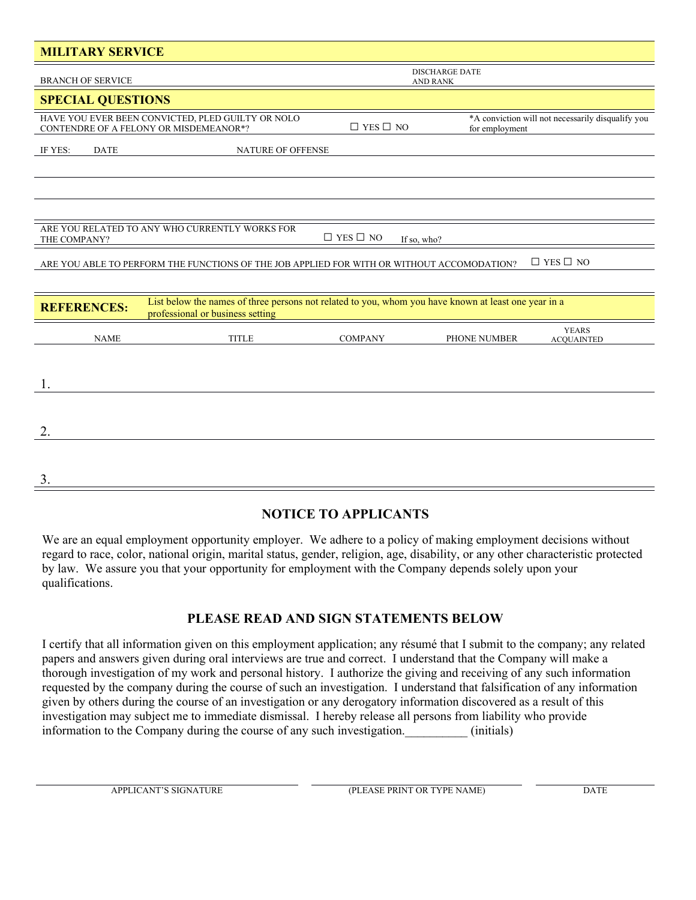## MILITARY SERVICE

| BRANCH OF SERVICE | DISCHARGE DATE AND RANK |
|---|---|
| | |

## SPECIAL QUESTIONS

HAVE YOU EVER BEEN CONVICTED, PLED GUILTY OR NOLO CONTENDRE OF A FELONY OR MISDEMEANOR*? ☐ YES ☐ NO

*A conviction will not necessarily disqualify you for employment

| IF YES: DATE | NATURE OF OFFENSE |
|---|---|
| | |
| | |
| | |

ARE YOU RELATED TO ANY WHO CURRENTLY WORKS FOR THE COMPANY? ☐ YES ☐ NO If so, who?

ARE YOU ABLE TO PERFORM THE FUNCTIONS OF THE JOB APPLIED FOR WITH OR WITHOUT ACCOMODATION? ☐ YES ☐ NO

## REFERENCES:

List below the names of three persons not related to you, whom you have known at least one year in a professional or business setting

| | NAME | TITLE | COMPANY | PHONE NUMBER | YEARS ACQUAINTED |
|---|---|---|---|---|---|
| 1. | | | | | |
| 2. | | | | | |
| 3. | | | | | |

## NOTICE TO APPLICANTS

We are an equal employment opportunity employer. We adhere to a policy of making employment decisions without regard to race, color, national origin, marital status, gender, religion, age, disability, or any other characteristic protected by law. We assure you that your opportunity for employment with the Company depends solely upon your qualifications.

## PLEASE READ AND SIGN STATEMENTS BELOW

I certify that all information given on this employment application; any résumé that I submit to the company; any related papers and answers given during oral interviews are true and correct. I understand that the Company will make a thorough investigation of my work and personal history. I authorize the giving and receiving of any such information requested by the company during the course of such an investigation. I understand that falsification of any information given by others during the course of an investigation or any derogatory information discovered as a result of this investigation may subject me to immediate dismissal. I hereby release all persons from liability who provide information to the Company during the course of any such investigation.__________ (initials)

| APPLICANT'S SIGNATURE | (PLEASE PRINT OR TYPE NAME) | DATE |
|---|---|---|
| | | |